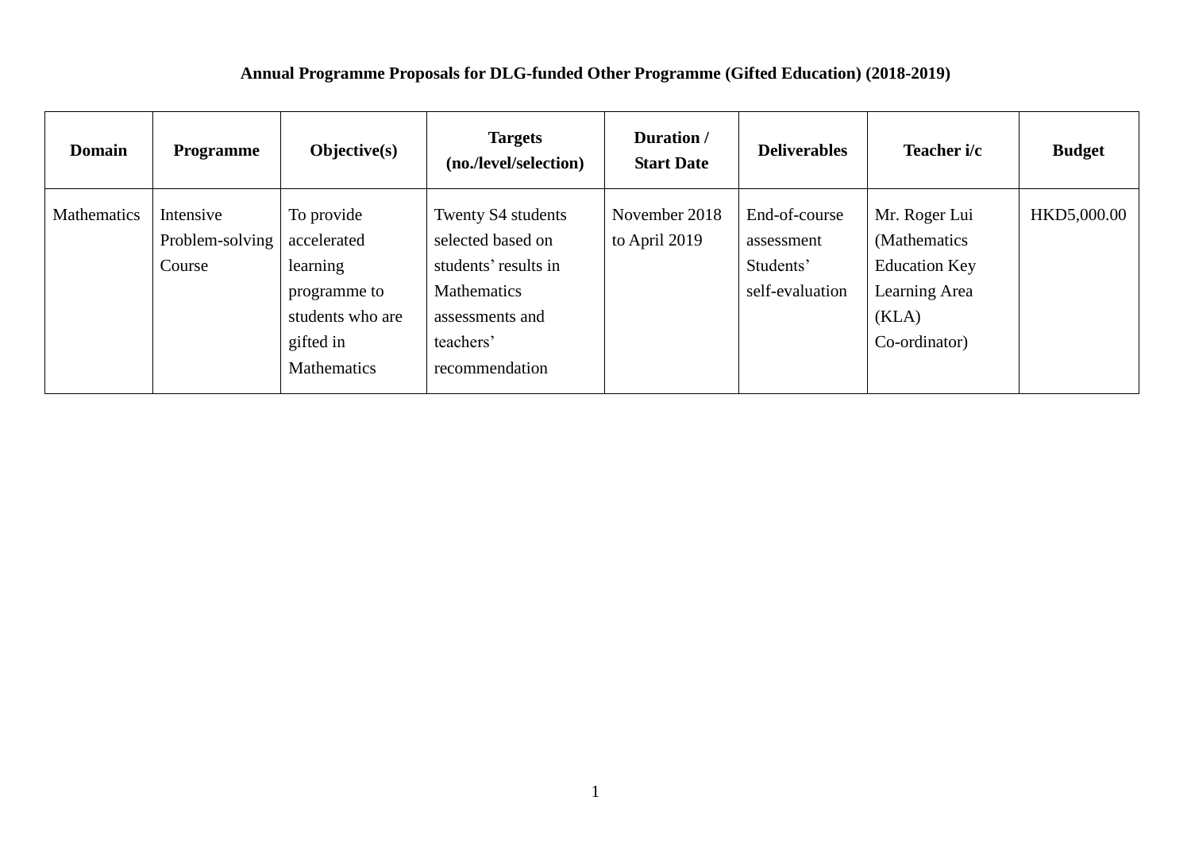**Annual Programme Proposals for DLG-funded Other Programme (Gifted Education) (2018-2019)**

| Domain | Programme | Objective(s) | Targets (no./level/selection) | Duration / Start Date | Deliverables | Teacher i/c | Budget |
|---|---|---|---|---|---|---|---|
| Mathematics | Intensive Problem-solving Course | To provide accelerated learning programme to students who are gifted in Mathematics | Twenty S4 students selected based on students' results in Mathematics assessments and teachers' recommendation | November 2018 to April 2019 | End-of-course assessment Students' self-evaluation | Mr. Roger Lui (Mathematics Education Key Learning Area (KLA) Co-ordinator) | HKD5,000.00 |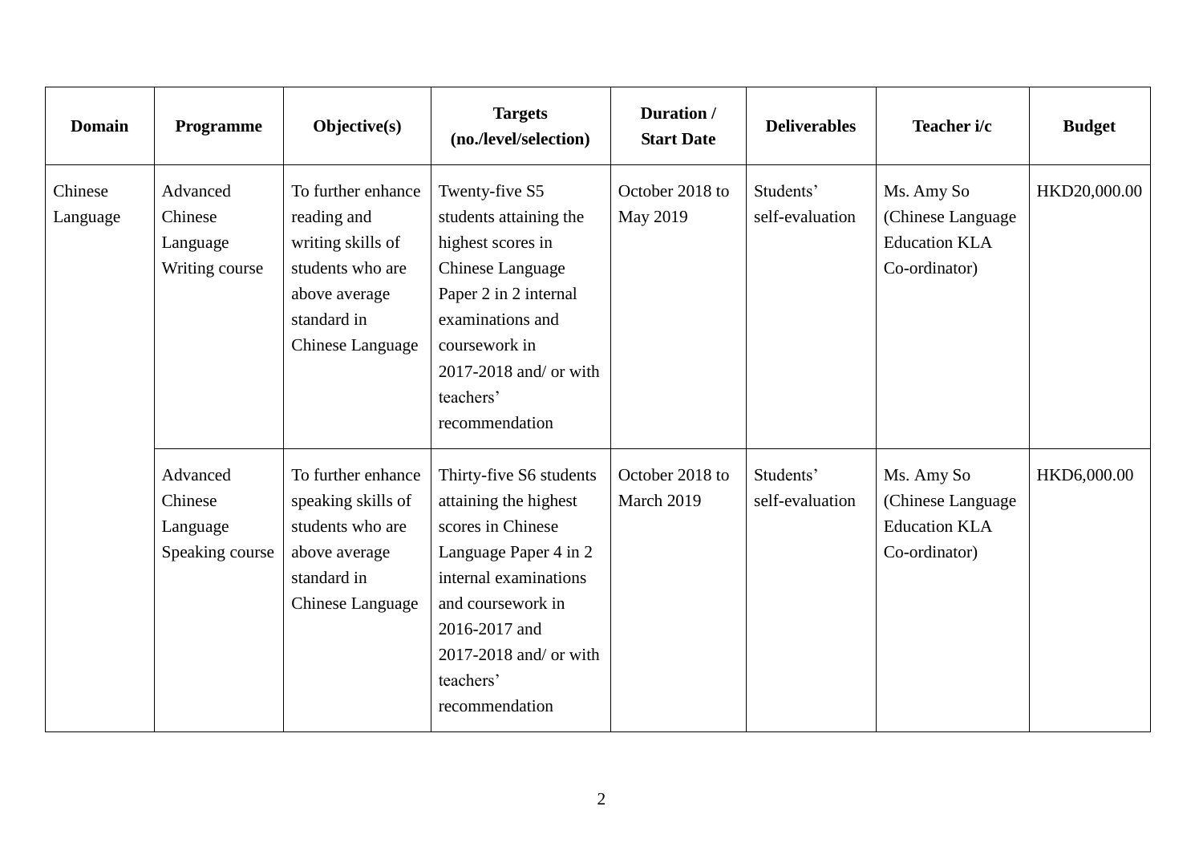| Domain | Programme | Objective(s) | Targets (no./level/selection) | Duration / Start Date | Deliverables | Teacher i/c | Budget |
|---|---|---|---|---|---|---|---|
| Chinese Language | Advanced Chinese Language Writing course | To further enhance reading and writing skills of students who are above average standard in Chinese Language | Twenty-five S5 students attaining the highest scores in Chinese Language Paper 2 in 2 internal examinations and coursework in 2017-2018 and/ or with teachers' recommendation | October 2018 to May 2019 | Students' self-evaluation | Ms. Amy So (Chinese Language Education KLA Co-ordinator) | HKD20,000.00 |
| | Advanced Chinese Language Speaking course | To further enhance speaking skills of students who are above average standard in Chinese Language | Thirty-five S6 students attaining the highest scores in Chinese Language Paper 4 in 2 internal examinations and coursework in 2016-2017 and 2017-2018 and/ or with teachers' recommendation | October 2018 to March 2019 | Students' self-evaluation | Ms. Amy So (Chinese Language Education KLA Co-ordinator) | HKD6,000.00 |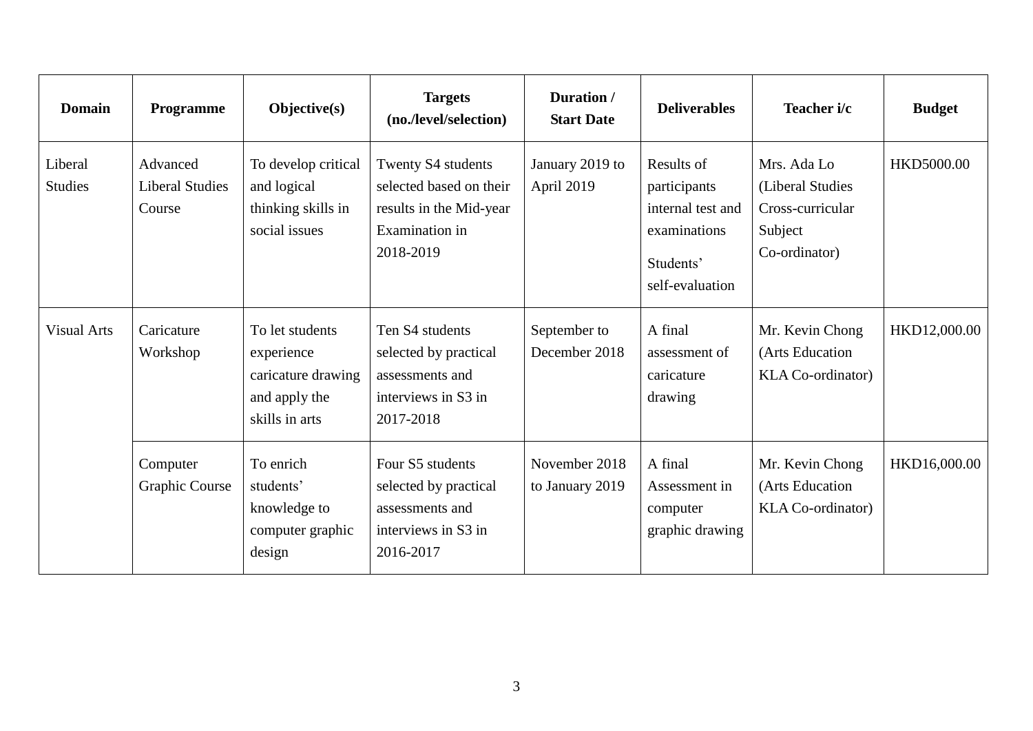| Domain | Programme | Objective(s) | Targets (no./level/selection) | Duration / Start Date | Deliverables | Teacher i/c | Budget |
|---|---|---|---|---|---|---|---|
| Liberal Studies | Advanced Liberal Studies Course | To develop critical and logical thinking skills in social issues | Twenty S4 students selected based on their results in the Mid-year Examination in 2018-2019 | January 2019 to April 2019 | Results of participants internal test and examinations<br><br>Students' self-evaluation | Mrs. Ada Lo (Liberal Studies Cross-curricular Subject Co-ordinator) | HKD5000.00 |
| Visual Arts | Caricature Workshop | To let students experience caricature drawing and apply the skills in arts | Ten S4 students selected by practical assessments and interviews in S3 in 2017-2018 | September to December 2018 | A final assessment of caricature drawing | Mr. Kevin Chong (Arts Education KLA Co-ordinator) | HKD12,000.00 |
| | Computer Graphic Course | To enrich students' knowledge to computer graphic design | Four S5 students selected by practical assessments and interviews in S3 in 2016-2017 | November 2018 to January 2019 | A final Assessment in computer graphic drawing | Mr. Kevin Chong (Arts Education KLA Co-ordinator) | HKD16,000.00 |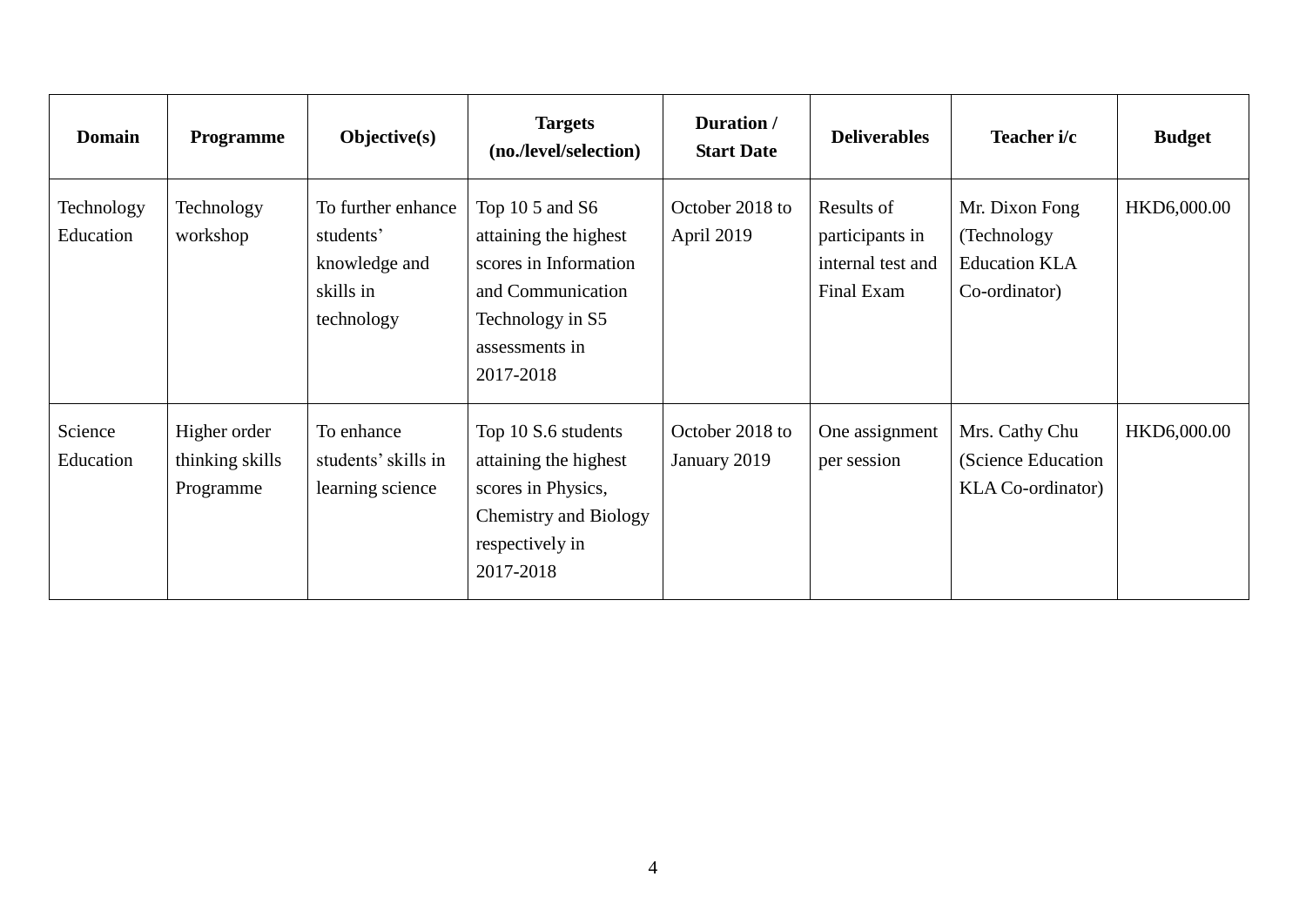| Domain | Programme | Objective(s) | Targets (no./level/selection) | Duration / Start Date | Deliverables | Teacher i/c | Budget |
|---|---|---|---|---|---|---|---|
| Technology Education | Technology workshop | To further enhance students' knowledge and skills in technology | Top 10 5 and S6 attaining the highest scores in Information and Communication Technology in S5 assessments in 2017-2018 | October 2018 to April 2019 | Results of participants in internal test and Final Exam | Mr. Dixon Fong (Technology Education KLA Co-ordinator) | HKD6,000.00 |
| Science Education | Higher order thinking skills Programme | To enhance students' skills in learning science | Top 10 S.6 students attaining the highest scores in Physics, Chemistry and Biology respectively in 2017-2018 | October 2018 to January 2019 | One assignment per session | Mrs. Cathy Chu (Science Education KLA Co-ordinator) | HKD6,000.00 |